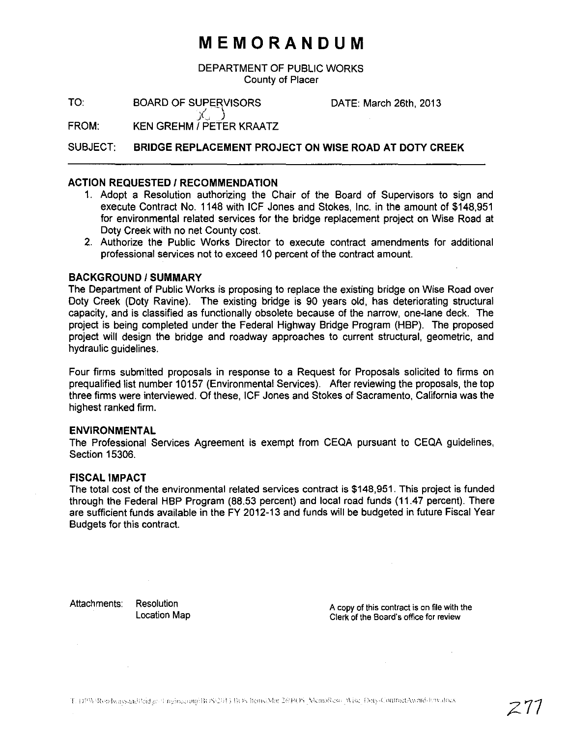# MEMORANDUM

DEPARTMENT OF PUBLIC WORKS
County of Placer

TO: BOARD OF SUPERVISORS DATE: March 26th, 2013

FROM: KEN GREHM / PETER KRAATZ

SUBJECT: **BRIDGE REPLACEMENT PROJECT ON WISE ROAD AT DOTY CREEK**

---

### ACTION REQUESTED / RECOMMENDATION

1. Adopt a Resolution authorizing the Chair of the Board of Supervisors to sign and execute Contract No. 1148 with ICF Jones and Stokes, Inc. in the amount of $148,951 for environmental related services for the bridge replacement project on Wise Road at Doty Creek with no net County cost.
2. Authorize the Public Works Director to execute contract amendments for additional professional services not to exceed 10 percent of the contract amount.

### BACKGROUND / SUMMARY

The Department of Public Works is proposing to replace the existing bridge on Wise Road over Doty Creek (Doty Ravine). The existing bridge is 90 years old, has deteriorating structural capacity, and is classified as functionally obsolete because of the narrow, one-lane deck. The project is being completed under the Federal Highway Bridge Program (HBP). The proposed project will design the bridge and roadway approaches to current structural, geometric, and hydraulic guidelines.

Four firms submitted proposals in response to a Request for Proposals solicited to firms on prequalified list number 10157 (Environmental Services). After reviewing the proposals, the top three firms were interviewed. Of these, ICF Jones and Stokes of Sacramento, California was the highest ranked firm.

### ENVIRONMENTAL

The Professional Services Agreement is exempt from CEQA pursuant to CEQA guidelines, Section 15306.

### FISCAL IMPACT

The total cost of the environmental related services contract is $148,951. This project is funded through the Federal HBP Program (88.53 percent) and local road funds (11.47 percent). There are sufficient funds available in the FY 2012-13 and funds will be budgeted in future Fiscal Year Budgets for this contract.

Attachments: Resolution
Location Map

A copy of this contract is on file with the Clerk of the Board's office for review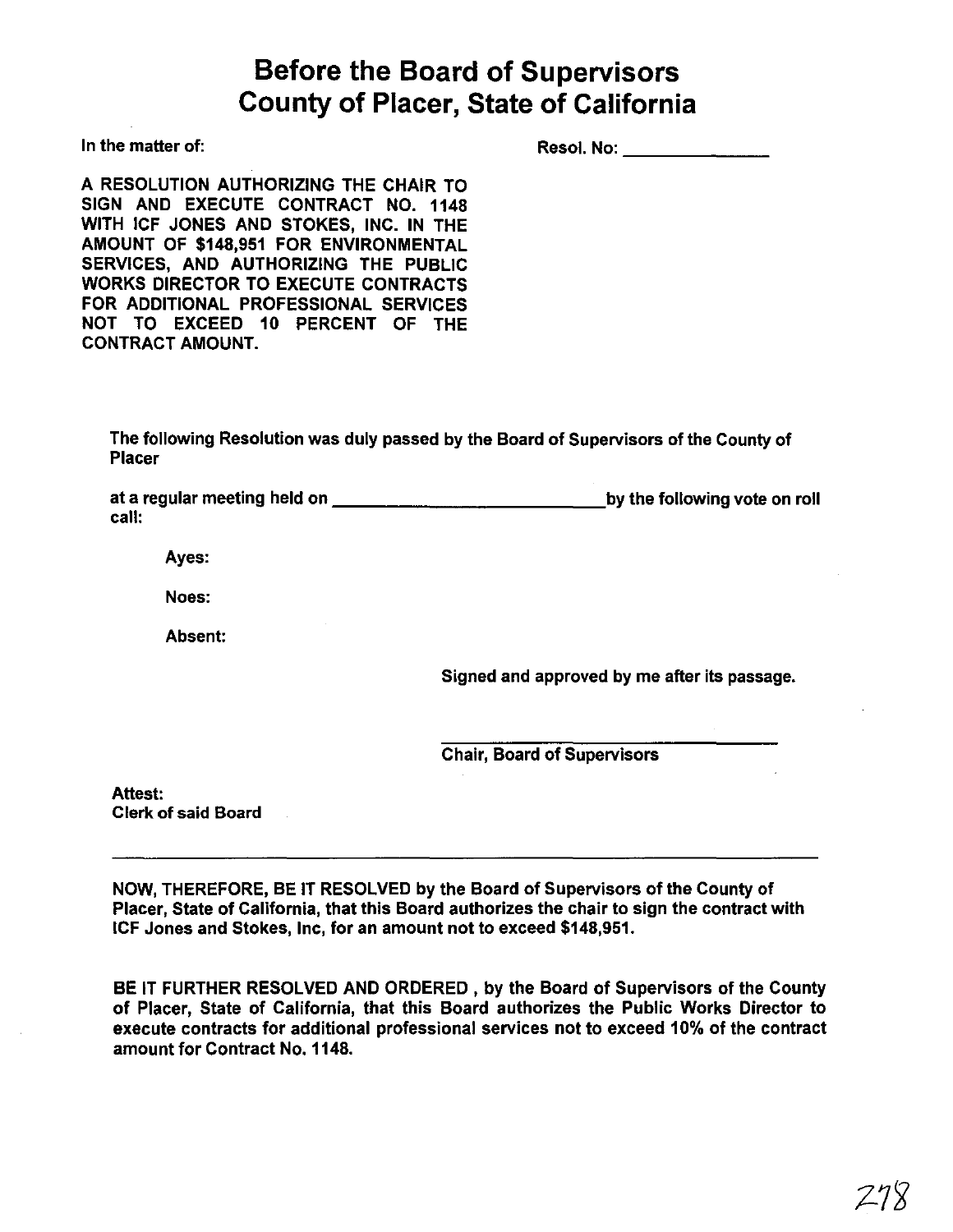# Before the Board of Supervisors
# County of Placer, State of California

In the matter of: Resol. No: _______________

A RESOLUTION AUTHORIZING THE CHAIR TO SIGN AND EXECUTE CONTRACT NO. 1148 WITH ICF JONES AND STOKES, INC. IN THE AMOUNT OF $148,951 FOR ENVIRONMENTAL SERVICES, AND AUTHORIZING THE PUBLIC WORKS DIRECTOR TO EXECUTE CONTRACTS FOR ADDITIONAL PROFESSIONAL SERVICES NOT TO EXCEED 10 PERCENT OF THE CONTRACT AMOUNT.

The following Resolution was duly passed by the Board of Supervisors of the County of Placer

at a regular meeting held on ____________________________ by the following vote on roll call:

Ayes:

Noes:

Absent:

Signed and approved by me after its passage.

_______________________________
Chair, Board of Supervisors

Attest:
Clerk of said Board

_______________________________

NOW, THEREFORE, BE IT RESOLVED by the Board of Supervisors of the County of Placer, State of California, that this Board authorizes the chair to sign the contract with ICF Jones and Stokes, Inc, for an amount not to exceed $148,951.

BE IT FURTHER RESOLVED AND ORDERED , by the Board of Supervisors of the County of Placer, State of California, that this Board authorizes the Public Works Director to execute contracts for additional professional services not to exceed 10% of the contract amount for Contract No. 1148.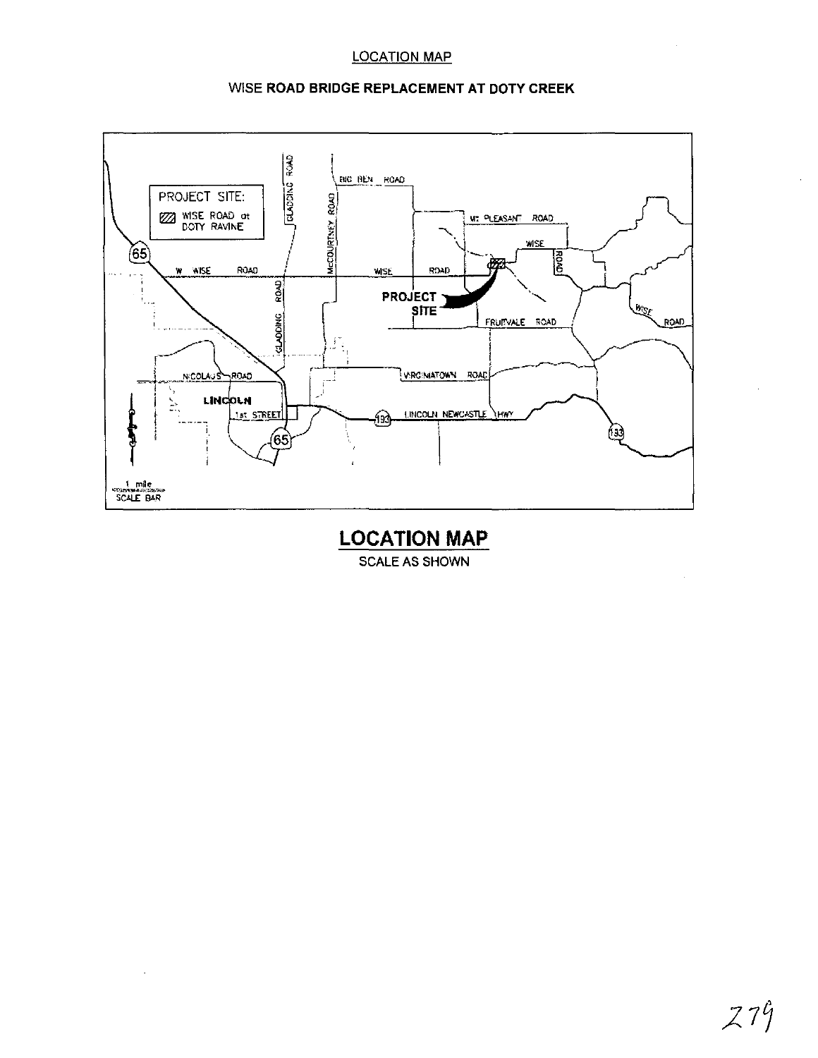LOCATION MAP

WISE ROAD BRIDGE REPLACEMENT AT DOTY CREEK

PROJECT SITE:

WISE ROAD at DOTY RAVINE

65

W WISE ROAD

GLADDING ROAD

McCOURTNEY ROAD

BIG BEN ROAD

MT PLEASANT ROAD

WISE

ROAD

WISE ROAD

PROJECT SITE

FRUITVALE ROAD

WISE ROAD

NICOLAUS ROAD

VIRGINIATOWN ROAD

LINCOLN

1st STREET

193

LINCOLN NEWCASTLE HWY

193

65

1 mile

SCALE BAR

## LOCATION MAP

SCALE AS SHOWN